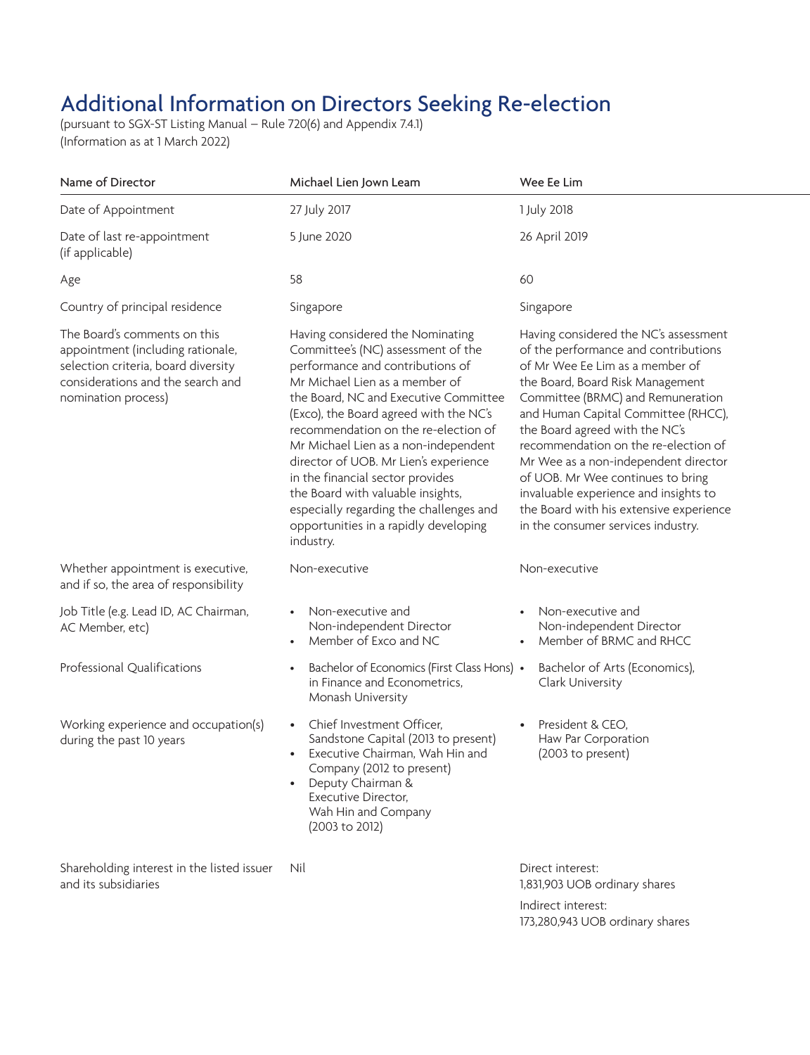# Additional Information on Directors Seeking Re-election

(pursuant to SGX-ST Listing Manual – Rule 720(6) and Appendix 7.4.1)
(Information as at 1 March 2022)

| Name of Director | Michael Lien Jown Leam | Wee Ee Lim |
|---|---|---|
| Date of Appointment | 27 July 2017 | 1 July 2018 |
| Date of last re-appointment (if applicable) | 5 June 2020 | 26 April 2019 |
| Age | 58 | 60 |
| Country of principal residence | Singapore | Singapore |
| The Board's comments on this appointment (including rationale, selection criteria, board diversity considerations and the search and nomination process) | Having considered the Nominating Committee's (NC) assessment of the performance and contributions of Mr Michael Lien as a member of the Board, NC and Executive Committee (Exco), the Board agreed with the NC's recommendation on the re-election of Mr Michael Lien as a non-independent director of UOB. Mr Lien's experience in the financial sector provides the Board with valuable insights, especially regarding the challenges and opportunities in a rapidly developing industry. | Having considered the NC's assessment of the performance and contributions of Mr Wee Ee Lim as a member of the Board, Board Risk Management Committee (BRMC) and Remuneration and Human Capital Committee (RHCC), the Board agreed with the NC's recommendation on the re-election of Mr Wee as a non-independent director of UOB. Mr Wee continues to bring invaluable experience and insights to the Board with his extensive experience in the consumer services industry. |
| Whether appointment is executive, and if so, the area of responsibility | Non-executive | Non-executive |
| Job Title (e.g. Lead ID, AC Chairman, AC Member, etc) | • Non-executive and Non-independent Director<br>• Member of Exco and NC | • Non-executive and Non-independent Director<br>• Member of BRMC and RHCC |
| Professional Qualifications | • Bachelor of Economics (First Class Hons) in Finance and Econometrics, Monash University | • Bachelor of Arts (Economics), Clark University |
| Working experience and occupation(s) during the past 10 years | • Chief Investment Officer, Sandstone Capital (2013 to present)<br>• Executive Chairman, Wah Hin and Company (2012 to present)<br>• Deputy Chairman & Executive Director, Wah Hin and Company (2003 to 2012) | • President & CEO, Haw Par Corporation (2003 to present) |
| Shareholding interest in the listed issuer and its subsidiaries | Nil | Direct interest:<br>1,831,903 UOB ordinary shares<br>Indirect interest:<br>173,280,943 UOB ordinary shares |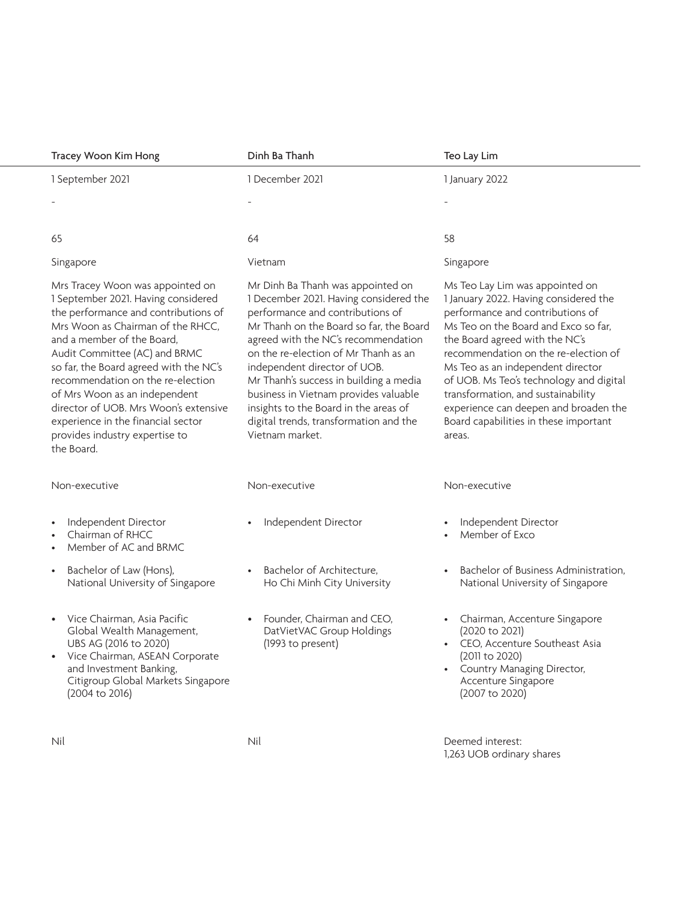| Tracey Woon Kim Hong | Dinh Ba Thanh | Teo Lay Lim |
|---|---|---|
| 1 September 2021 | 1 December 2021 | 1 January 2022 |
| - | - | - |
| 65 | 64 | 58 |
| Singapore | Vietnam | Singapore |
| Mrs Tracey Woon was appointed on 1 September 2021. Having considered the performance and contributions of Mrs Woon as Chairman of the RHCC, and a member of the Board, Audit Committee (AC) and BRMC so far, the Board agreed with the NC's recommendation on the re-election of Mrs Woon as an independent director of UOB. Mrs Woon's extensive experience in the financial sector provides industry expertise to the Board. | Mr Dinh Ba Thanh was appointed on 1 December 2021. Having considered the performance and contributions of Mr Thanh on the Board so far, the Board agreed with the NC's recommendation on the re-election of Mr Thanh as an independent director of UOB. Mr Thanh's success in building a media business in Vietnam provides valuable insights to the Board in the areas of digital trends, transformation and the Vietnam market. | Ms Teo Lay Lim was appointed on 1 January 2022. Having considered the performance and contributions of Ms Teo on the Board and Exco so far, the Board agreed with the NC's recommendation on the re-election of Ms Teo as an independent director of UOB. Ms Teo's technology and digital transformation, and sustainability experience can deepen and broaden the Board capabilities in these important areas. |
| Non-executive | Non-executive | Non-executive |
| • Independent Director<br>• Chairman of RHCC<br>• Member of AC and BRMC | • Independent Director | • Independent Director<br>• Member of Exco |
| • Bachelor of Law (Hons), National University of Singapore | • Bachelor of Architecture, Ho Chi Minh City University | • Bachelor of Business Administration, National University of Singapore |
| • Vice Chairman, Asia Pacific Global Wealth Management, UBS AG (2016 to 2020)<br>• Vice Chairman, ASEAN Corporate and Investment Banking, Citigroup Global Markets Singapore (2004 to 2016) | • Founder, Chairman and CEO, DatVietVAC Group Holdings (1993 to present) | • Chairman, Accenture Singapore (2020 to 2021)<br>• CEO, Accenture Southeast Asia (2011 to 2020)<br>• Country Managing Director, Accenture Singapore (2007 to 2020) |
| Nil | Nil | Deemed interest: 1,263 UOB ordinary shares |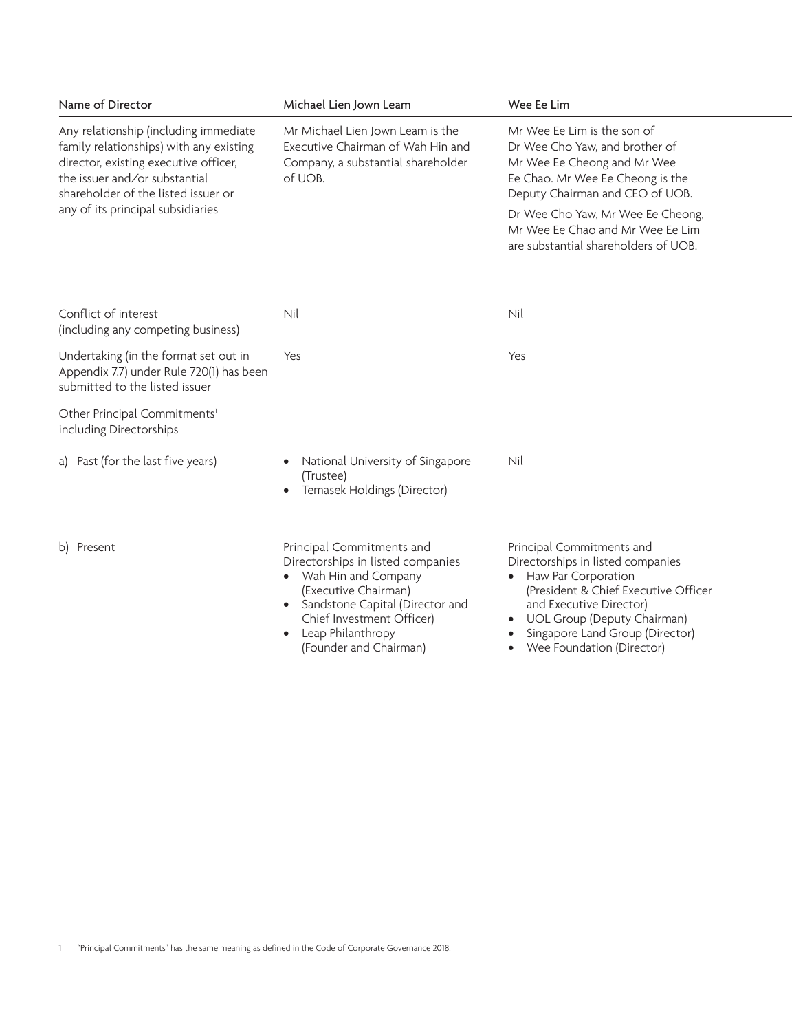| Name of Director | Michael Lien Jown Leam | Wee Ee Lim |
| --- | --- | --- |
| Any relationship (including immediate family relationships) with any existing director, existing executive officer, the issuer and/or substantial shareholder of the listed issuer or any of its principal subsidiaries | Mr Michael Lien Jown Leam is the Executive Chairman of Wah Hin and Company, a substantial shareholder of UOB. | Mr Wee Ee Lim is the son of Dr Wee Cho Yaw, and brother of Mr Wee Ee Cheong and Mr Wee Ee Chao. Mr Wee Ee Cheong is the Deputy Chairman and CEO of UOB.<br><br>Dr Wee Cho Yaw, Mr Wee Ee Cheong, Mr Wee Ee Chao and Mr Wee Ee Lim are substantial shareholders of UOB. |
| Conflict of interest (including any competing business) | Nil | Nil |
| Undertaking (in the format set out in Appendix 7.7) under Rule 720(1) has been submitted to the listed issuer | Yes | Yes |
| Other Principal Commitments[1] including Directorships | | |
| a) Past (for the last five years) | • National University of Singapore (Trustee)<br>• Temasek Holdings (Director) | Nil |
| b) Present | Principal Commitments and Directorships in listed companies<br>• Wah Hin and Company (Executive Chairman)<br>• Sandstone Capital (Director and Chief Investment Officer)<br>• Leap Philanthropy (Founder and Chairman) | Principal Commitments and Directorships in listed companies<br>• Haw Par Corporation (President & Chief Executive Officer and Executive Director)<br>• UOL Group (Deputy Chairman)<br>• Singapore Land Group (Director)<br>• Wee Foundation (Director) |

1 "Principal Commitments" has the same meaning as defined in the Code of Corporate Governance 2018.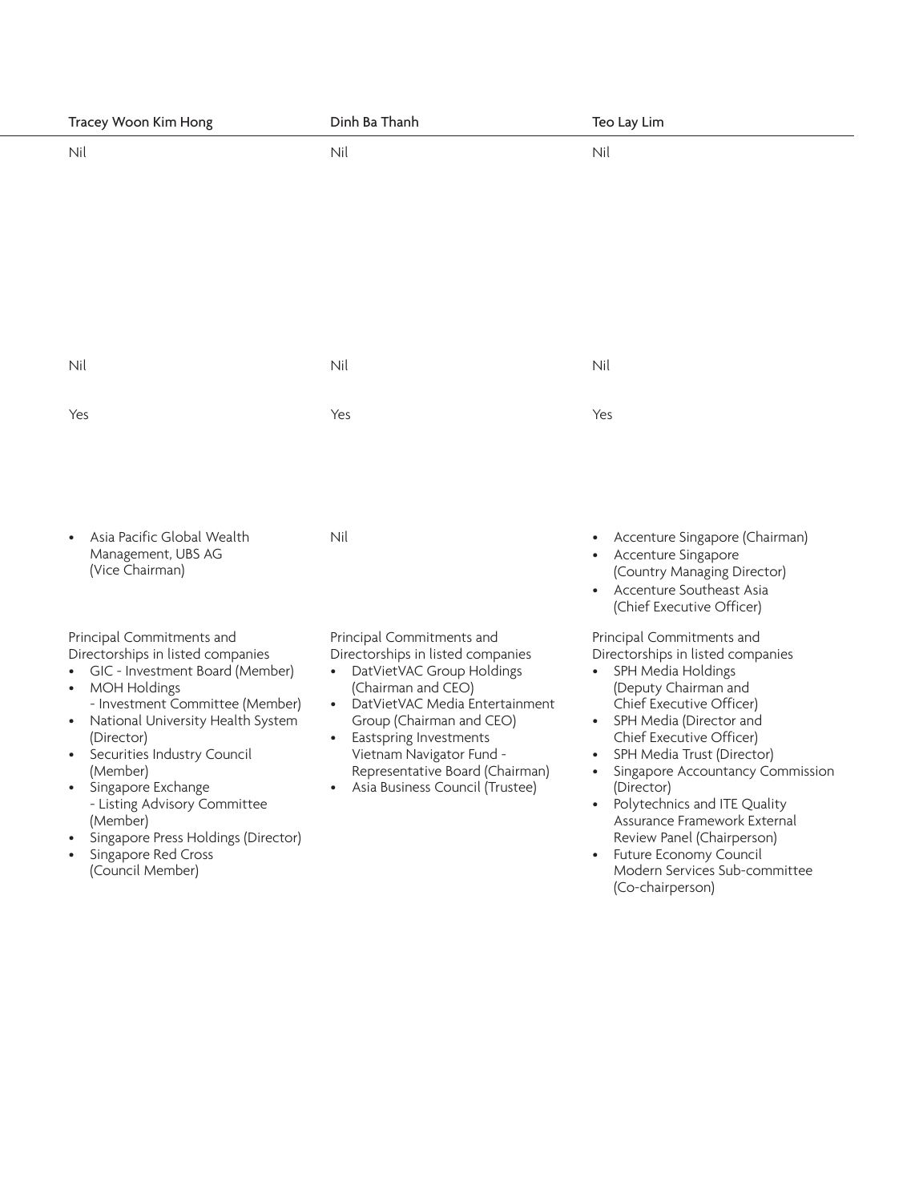| Tracey Woon Kim Hong | Dinh Ba Thanh | Teo Lay Lim |
| --- | --- | --- |
| Nil | Nil | Nil |
| Nil | Nil | Nil |
| Yes | Yes | Yes |
| • Asia Pacific Global Wealth Management, UBS AG (Vice Chairman) | Nil | • Accenture Singapore (Chairman)<br>• Accenture Singapore (Country Managing Director)<br>• Accenture Southeast Asia (Chief Executive Officer) |
| Principal Commitments and Directorships in listed companies<br>• GIC - Investment Board (Member)<br>• MOH Holdings - Investment Committee (Member)<br>• National University Health System (Director)<br>• Securities Industry Council (Member)<br>• Singapore Exchange - Listing Advisory Committee (Member)<br>• Singapore Press Holdings (Director)<br>• Singapore Red Cross (Council Member) | Principal Commitments and Directorships in listed companies<br>• DatVietVAC Group Holdings (Chairman and CEO)<br>• DatVietVAC Media Entertainment Group (Chairman and CEO)<br>• Eastspring Investments Vietnam Navigator Fund - Representative Board (Chairman)<br>• Asia Business Council (Trustee) | Principal Commitments and Directorships in listed companies<br>• SPH Media Holdings (Deputy Chairman and Chief Executive Officer)<br>• SPH Media (Director and Chief Executive Officer)<br>• SPH Media Trust (Director)<br>• Singapore Accountancy Commission (Director)<br>• Polytechnics and ITE Quality Assurance Framework External Review Panel (Chairperson)<br>• Future Economy Council Modern Services Sub-committee (Co-chairperson) |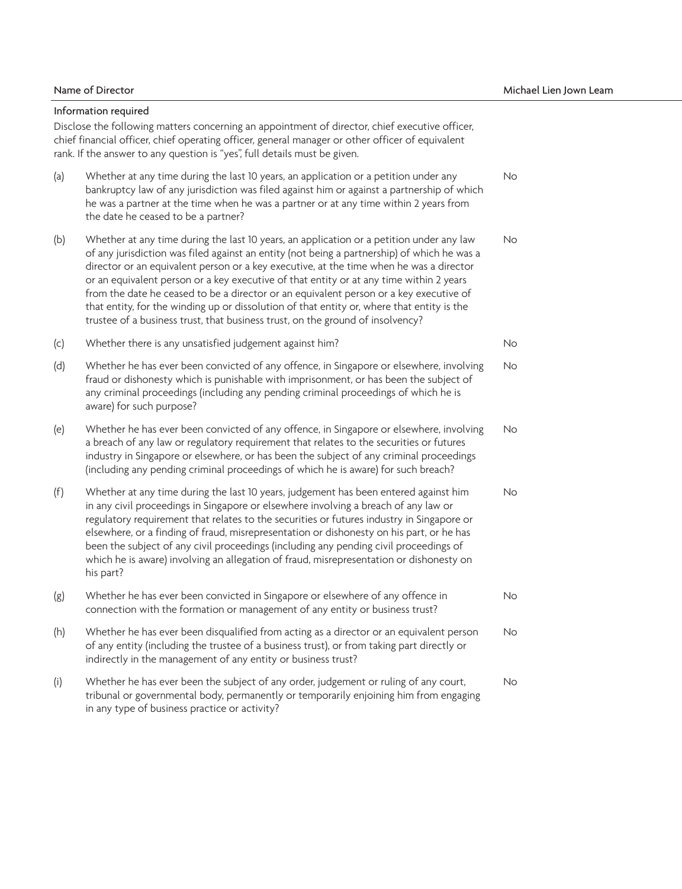| Name of Director | Michael Lien Jown Leam |
|---|---|
| **Information required**<br>Disclose the following matters concerning an appointment of director, chief executive officer, chief financial officer, chief operating officer, general manager or other officer of equivalent rank. If the answer to any question is "yes", full details must be given. | |
| (a) Whether at any time during the last 10 years, an application or a petition under any bankruptcy law of any jurisdiction was filed against him or against a partnership of which he was a partner at the time when he was a partner or at any time within 2 years from the date he ceased to be a partner? | No |
| (b) Whether at any time during the last 10 years, an application or a petition under any law of any jurisdiction was filed against an entity (not being a partnership) of which he was a director or an equivalent person or a key executive, at the time when he was a director or an equivalent person or a key executive of that entity or at any time within 2 years from the date he ceased to be a director or an equivalent person or a key executive of that entity, for the winding up or dissolution of that entity or, where that entity is the trustee of a business trust, that business trust, on the ground of insolvency? | No |
| (c) Whether there is any unsatisfied judgement against him? | No |
| (d) Whether he has ever been convicted of any offence, in Singapore or elsewhere, involving fraud or dishonesty which is punishable with imprisonment, or has been the subject of any criminal proceedings (including any pending criminal proceedings of which he is aware) for such purpose? | No |
| (e) Whether he has ever been convicted of any offence, in Singapore or elsewhere, involving a breach of any law or regulatory requirement that relates to the securities or futures industry in Singapore or elsewhere, or has been the subject of any criminal proceedings (including any pending criminal proceedings of which he is aware) for such breach? | No |
| (f) Whether at any time during the last 10 years, judgement has been entered against him in any civil proceedings in Singapore or elsewhere involving a breach of any law or regulatory requirement that relates to the securities or futures industry in Singapore or elsewhere, or a finding of fraud, misrepresentation or dishonesty on his part, or he has been the subject of any civil proceedings (including any pending civil proceedings of which he is aware) involving an allegation of fraud, misrepresentation or dishonesty on his part? | No |
| (g) Whether he has ever been convicted in Singapore or elsewhere of any offence in connection with the formation or management of any entity or business trust? | No |
| (h) Whether he has ever been disqualified from acting as a director or an equivalent person of any entity (including the trustee of a business trust), or from taking part directly or indirectly in the management of any entity or business trust? | No |
| (i) Whether he has ever been the subject of any order, judgement or ruling of any court, tribunal or governmental body, permanently or temporarily enjoining him from engaging in any type of business practice or activity? | No |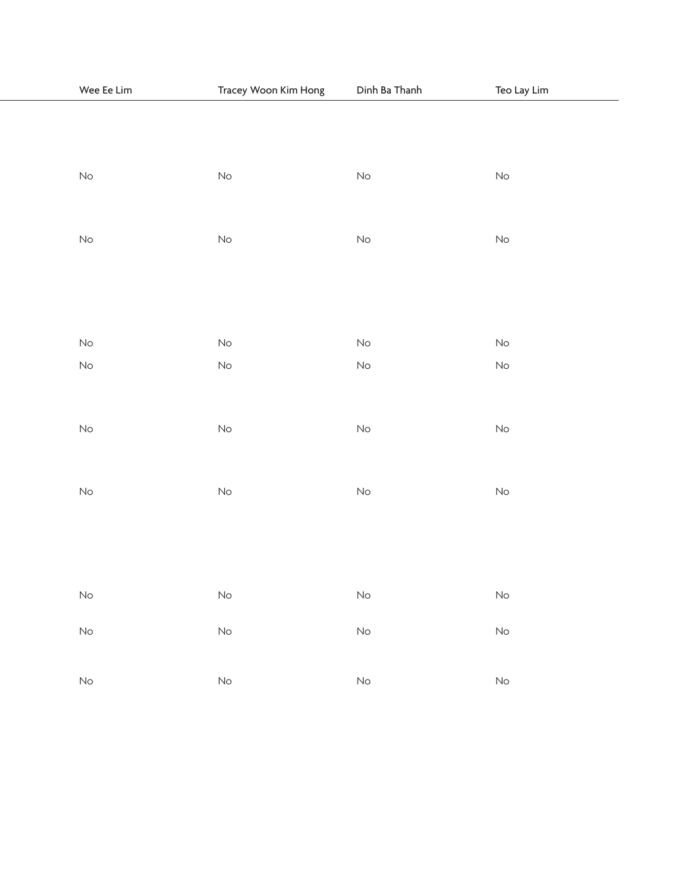| Wee Ee Lim | Tracey Woon Kim Hong | Dinh Ba Thanh | Teo Lay Lim |
| --- | --- | --- | --- |
| No | No | No | No |
| No | No | No | No |
| No | No | No | No |
| No | No | No | No |
| No | No | No | No |
| No | No | No | No |
| No | No | No | No |
| No | No | No | No |
| No | No | No | No |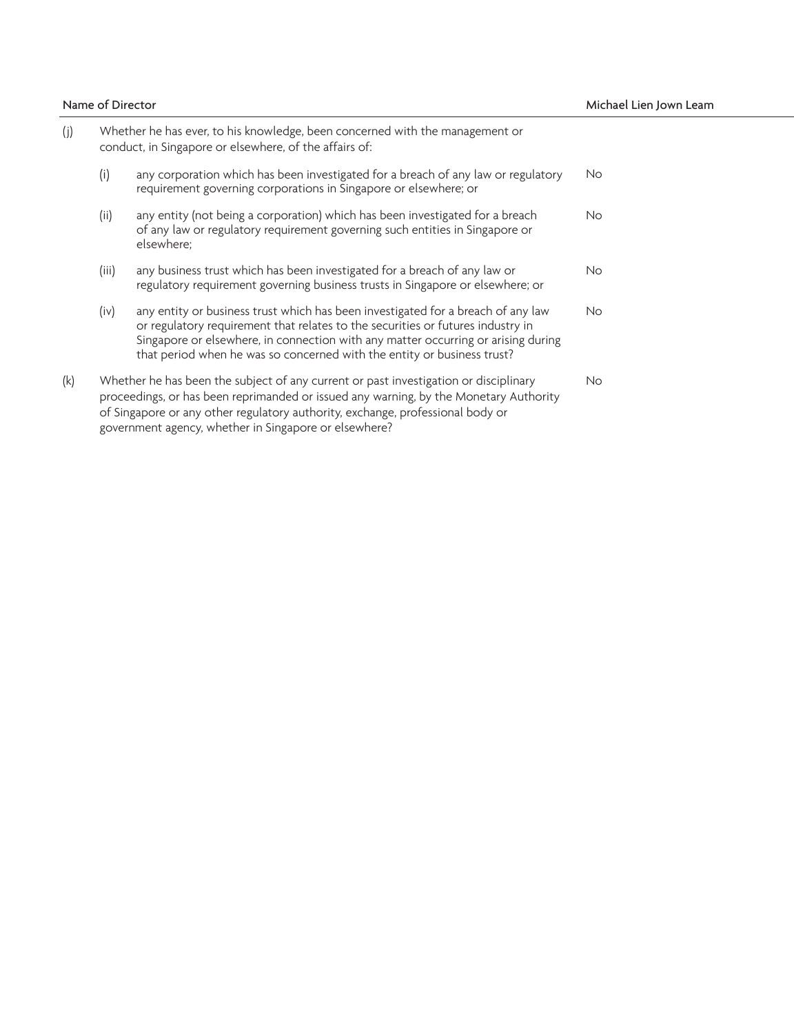| Name of Director | | | Michael Lien Jown Leam |
|---|---|---|---|
| (j) | Whether he has ever, to his knowledge, been concerned with the management or conduct, in Singapore or elsewhere, of the affairs of: | | |
| | (i) | any corporation which has been investigated for a breach of any law or regulatory requirement governing corporations in Singapore or elsewhere; or | No |
| | (ii) | any entity (not being a corporation) which has been investigated for a breach of any law or regulatory requirement governing such entities in Singapore or elsewhere; | No |
| | (iii) | any business trust which has been investigated for a breach of any law or regulatory requirement governing business trusts in Singapore or elsewhere; or | No |
| | (iv) | any entity or business trust which has been investigated for a breach of any law or regulatory requirement that relates to the securities or futures industry in Singapore or elsewhere, in connection with any matter occurring or arising during that period when he was so concerned with the entity or business trust? | No |
| (k) | Whether he has been the subject of any current or past investigation or disciplinary proceedings, or has been reprimanded or issued any warning, by the Monetary Authority of Singapore or any other regulatory authority, exchange, professional body or government agency, whether in Singapore or elsewhere? | | No |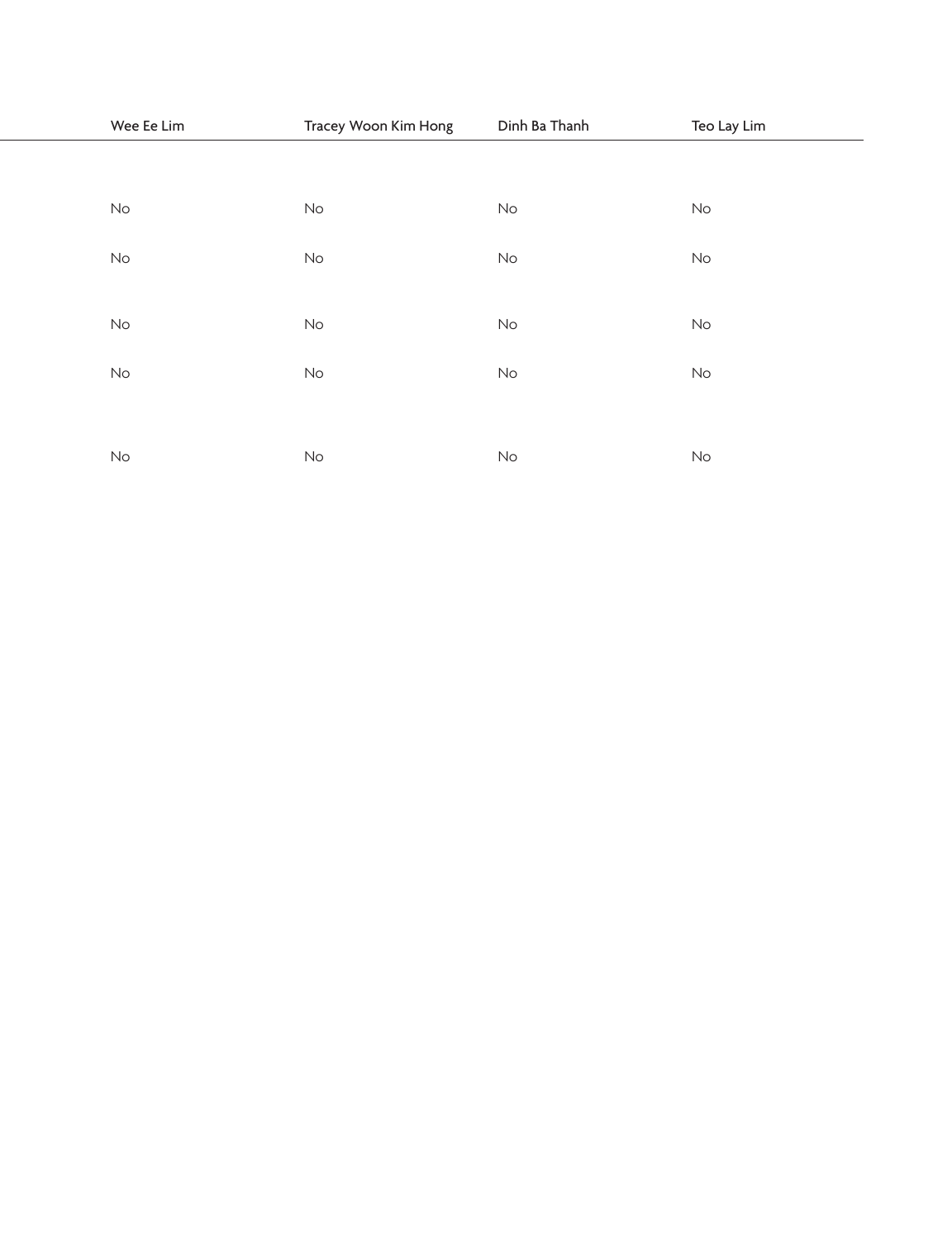| Wee Ee Lim | Tracey Woon Kim Hong | Dinh Ba Thanh | Teo Lay Lim |
|---|---|---|---|
| No | No | No | No |
| No | No | No | No |
| No | No | No | No |
| No | No | No | No |
| No | No | No | No |